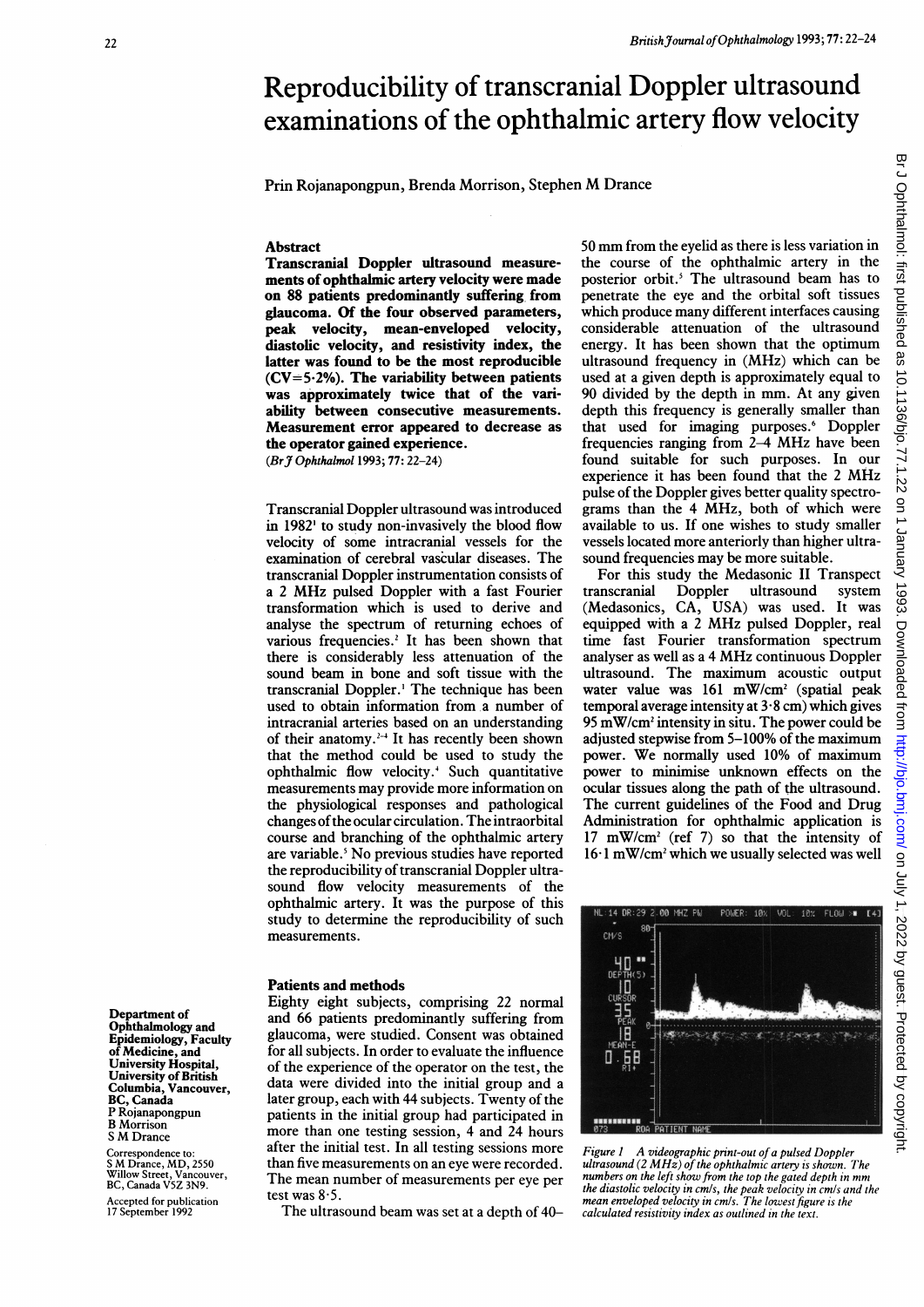# Reproducibility of transcranial Doppler ultrasound examinations of the ophthalmic artery flow velocity

Prin Rojanapongpun, Brenda Morrison, Stephen M Drance

## Abstract

**Transcranial Doppler ultrasound measurements of ophthalmic artery velocity were made on 88 patients predominantly suffering from glaucoma. Of the four observed parameters, peak velocity, mean-enveloped velocity, diastolic velocity, and resistivity index, the latter was found to be the most reproducible (CV=5·2%). The variability between patients was approximately twice that of the variability between consecutive measurements. Measurement error appeared to decrease as the operator gained experience.**

(*Br J Ophthalmol* 1993; **77**: 22–24)

Transcranial Doppler ultrasound was introduced in 1982[1] to study non-invasively the blood flow velocity of some intracranial vessels for the examination of cerebral vascular diseases. The transcranial Doppler instrumentation consists of a 2 MHz pulsed Doppler with a fast Fourier transformation which is used to derive and analyse the spectrum of returning echoes of various frequencies.[2] It has been shown that there is considerably less attenuation of the sound beam in bone and soft tissue with the transcranial Doppler.[1] The technique has been used to obtain information from a number of intracranial arteries based on an understanding of their anatomy.[2-4] It has recently been shown that the method could be used to study the ophthalmic flow velocity.[4] Such quantitative measurements may provide more information on the physiological responses and pathological changes of the ocular circulation. The intraorbital course and branching of the ophthalmic artery are variable.[5] No previous studies have reported the reproducibility of transcranial Doppler ultrasound flow velocity measurements of the ophthalmic artery. It was the purpose of this study to determine the reproducibility of such measurements.

## Patients and methods

Eighty eight subjects, comprising 22 normal and 66 patients predominantly suffering from glaucoma, were studied. Consent was obtained for all subjects. In order to evaluate the influence of the experience of the operator on the test, the data were divided into the initial group and a later group, each with 44 subjects. Twenty of the patients in the initial group had participated in more than one testing session, 4 and 24 hours after the initial test. In all testing sessions more than five measurements on an eye were recorded. The mean number of measurements per eye per test was 8·5.

The ultrasound beam was set at a depth of 40–50 mm from the eyelid as there is less variation in the course of the ophthalmic artery in the posterior orbit.[5] The ultrasound beam has to penetrate the eye and the orbital soft tissues which produce many different interfaces causing considerable attenuation of the ultrasound energy. It has been shown that the optimum ultrasound frequency in (MHz) which can be used at a given depth is approximately equal to 90 divided by the depth in mm. At any given depth this frequency is generally smaller than that used for imaging purposes.[6] Doppler frequencies ranging from 2–4 MHz have been found suitable for such purposes. In our experience it has been found that the 2 MHz pulse of the Doppler gives better quality spectrograms than the 4 MHz, both of which were available to us. If one wishes to study smaller vessels located more anteriorly than higher ultrasound frequencies may be more suitable.

For this study the Medasonic II Transpect transcranial Doppler ultrasound system (Medasonics, CA, USA) was used. It was equipped with a 2 MHz pulsed Doppler, real time fast Fourier transformation spectrum analyser as well as a 4 MHz continuous Doppler ultrasound. The maximum acoustic output water value was 161 mW/cm² (spatial peak temporal average intensity at 3·8 cm) which gives 95 mW/cm² intensity in situ. The power could be adjusted stepwise from 5–100% of the maximum power. We normally used 10% of maximum power to minimise unknown effects on the ocular tissues along the path of the ultrasound. The current guidelines of the Food and Drug Administration for ophthalmic application is 17 mW/cm² (ref 7) so that the intensity of 16·1 mW/cm² which we usually selected was well

*Figure 1 A videographic print-out of a pulsed Doppler ultrasound (2 MHz) of the ophthalmic artery is shown. The numbers on the left show from the top the gated depth in mm the diastolic velocity in cm/s, the peak velocity in cm/s and the mean enveloped velocity in cm/s. The lowest figure is the calculated resistivity index as outlined in the text.*

Department of Ophthalmology and Epidemiology, Faculty of Medicine, and University Hospital, University of British Columbia, Vancouver, BC, Canada
P Rojanapongpun
B Morrison
S M Drance

Correspondence to: S M Drance, MD, 2550 Willow Street, Vancouver, BC, Canada V5Z 3N9.

Accepted for publication 17 September 1992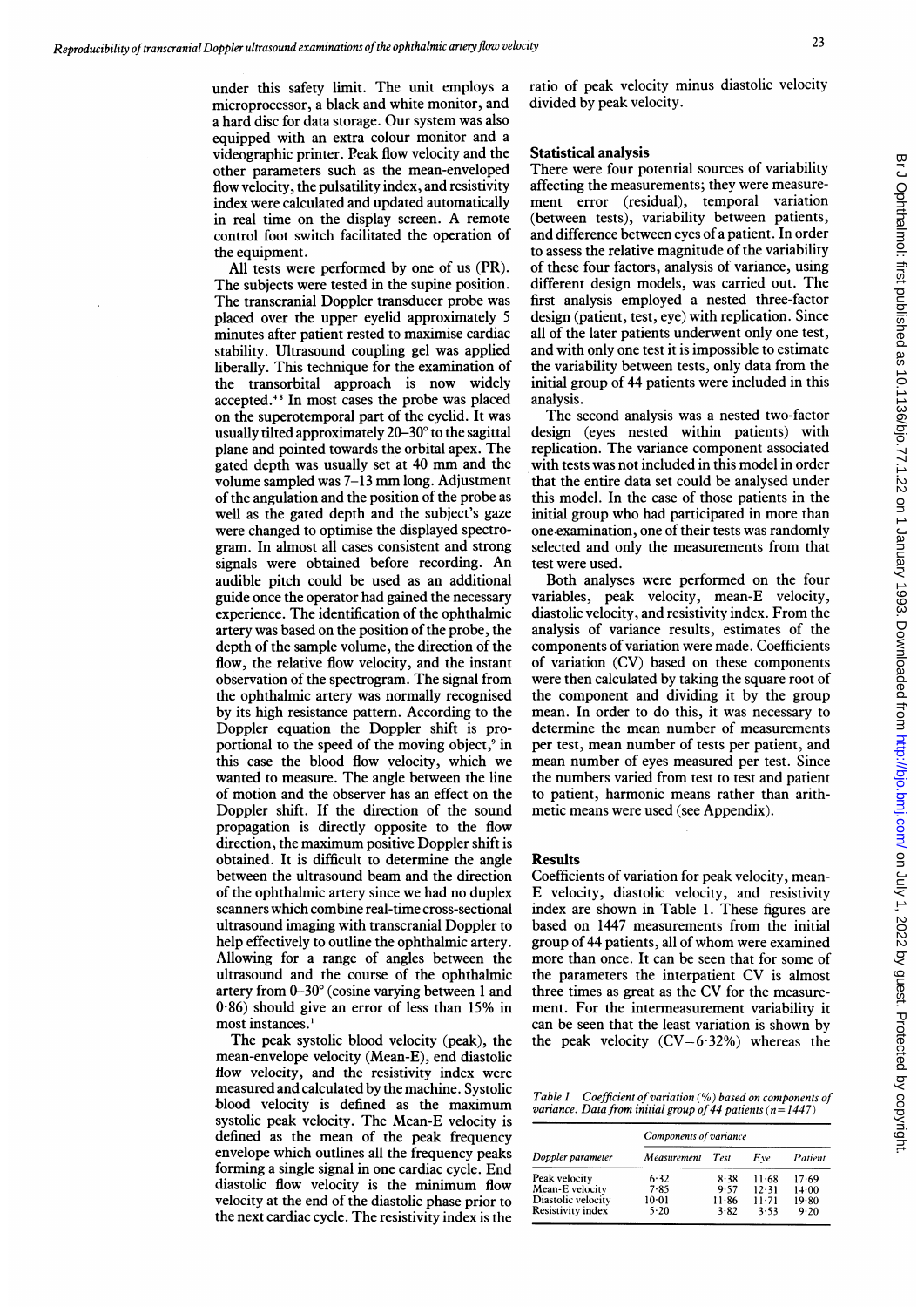under this safety limit. The unit employs a microprocessor, a black and white monitor, and a hard disc for data storage. Our system was also equipped with an extra colour monitor and a videographic printer. Peak flow velocity and the other parameters such as the mean-enveloped flow velocity, the pulsatility index, and resistivity index were calculated and updated automatically in real time on the display screen. A remote control foot switch facilitated the operation of the equipment.

All tests were performed by one of us (PR). The subjects were tested in the supine position. The transcranial Doppler transducer probe was placed over the upper eyelid approximately 5 minutes after patient rested to maximise cardiac stability. Ultrasound coupling gel was applied liberally. This technique for the examination of the transorbital approach is now widely accepted.[4,8] In most cases the probe was placed on the superotemporal part of the eyelid. It was usually tilted approximately 20–30° to the sagittal plane and pointed towards the orbital apex. The gated depth was usually set at 40 mm and the volume sampled was 7–13 mm long. Adjustment of the angulation and the position of the probe as well as the gated depth and the subject's gaze were changed to optimise the displayed spectrogram. In almost all cases consistent and strong signals were obtained before recording. An audible pitch could be used as an additional guide once the operator had gained the necessary experience. The identification of the ophthalmic artery was based on the position of the probe, the depth of the sample volume, the direction of the flow, the relative flow velocity, and the instant observation of the spectrogram. The signal from the ophthalmic artery was normally recognised by its high resistance pattern. According to the Doppler equation the Doppler shift is proportional to the speed of the moving object,[9] in this case the blood flow velocity, which we wanted to measure. The angle between the line of motion and the observer has an effect on the Doppler shift. If the direction of the sound propagation is directly opposite to the flow direction, the maximum positive Doppler shift is obtained. It is difficult to determine the angle between the ultrasound beam and the direction of the ophthalmic artery since we had no duplex scanners which combine real-time cross-sectional ultrasound imaging with transcranial Doppler to help effectively to outline the ophthalmic artery. Allowing for a range of angles between the ultrasound and the course of the ophthalmic artery from 0–30° (cosine varying between 1 and 0·86) should give an error of less than 15% in most instances.[1]

The peak systolic blood velocity (peak), the mean-envelope velocity (Mean-E), end diastolic flow velocity, and the resistivity index were measured and calculated by the machine. Systolic blood velocity is defined as the maximum systolic peak velocity. The Mean-E velocity is defined as the mean of the peak frequency envelope which outlines all the frequency peaks forming a single signal in one cardiac cycle. End diastolic flow velocity is the minimum flow velocity at the end of the diastolic phase prior to the next cardiac cycle. The resistivity index is the ratio of peak velocity minus diastolic velocity divided by peak velocity.

## Statistical analysis

There were four potential sources of variability affecting the measurements; they were measurement error (residual), temporal variation (between tests), variability between patients, and difference between eyes of a patient. In order to assess the relative magnitude of the variability of these four factors, analysis of variance, using different design models, was carried out. The first analysis employed a nested three-factor design (patient, test, eye) with replication. Since all of the later patients underwent only one test, and with only one test it is impossible to estimate the variability between tests, only data from the initial group of 44 patients were included in this analysis.

The second analysis was a nested two-factor design (eyes nested within patients) with replication. The variance component associated with tests was not included in this model in order that the entire data set could be analysed under this model. In the case of those patients in the initial group who had participated in more than one examination, one of their tests was randomly selected and only the measurements from that test were used.

Both analyses were performed on the four variables, peak velocity, mean-E velocity, diastolic velocity, and resistivity index. From the analysis of variance results, estimates of the components of variation were made. Coefficients of variation (CV) based on these components were then calculated by taking the square root of the component and dividing it by the group mean. In order to do this, it was necessary to determine the mean number of measurements per test, mean number of tests per patient, and mean number of eyes measured per test. Since the numbers varied from test to test and patient to patient, harmonic means rather than arithmetic means were used (see Appendix).

## Results

Coefficients of variation for peak velocity, mean-E velocity, diastolic velocity, and resistivity index are shown in Table 1. These figures are based on 1447 measurements from the initial group of 44 patients, all of whom were examined more than once. It can be seen that for some of the parameters the interpatient CV is almost three times as great as the CV for the measurement. For the intermeasurement variability it can be seen that the least variation is shown by the peak velocity (CV=6·32%) whereas the

*Table 1 Coefficient of variation (%) based on components of variance. Data from initial group of 44 patients (n=1447)*

| Doppler parameter | Components of variance | | | |
|---|---|---|---|---|
| | Measurement | Test | Eye | Patient |
| Peak velocity | 6·32 | 8·38 | 11·68 | 17·69 |
| Mean-E velocity | 7·85 | 9·57 | 12·31 | 14·00 |
| Diastolic velocity | 10·01 | 11·86 | 11·71 | 19·80 |
| Resistivity index | 5·20 | 3·82 | 3·53 | 9·20 |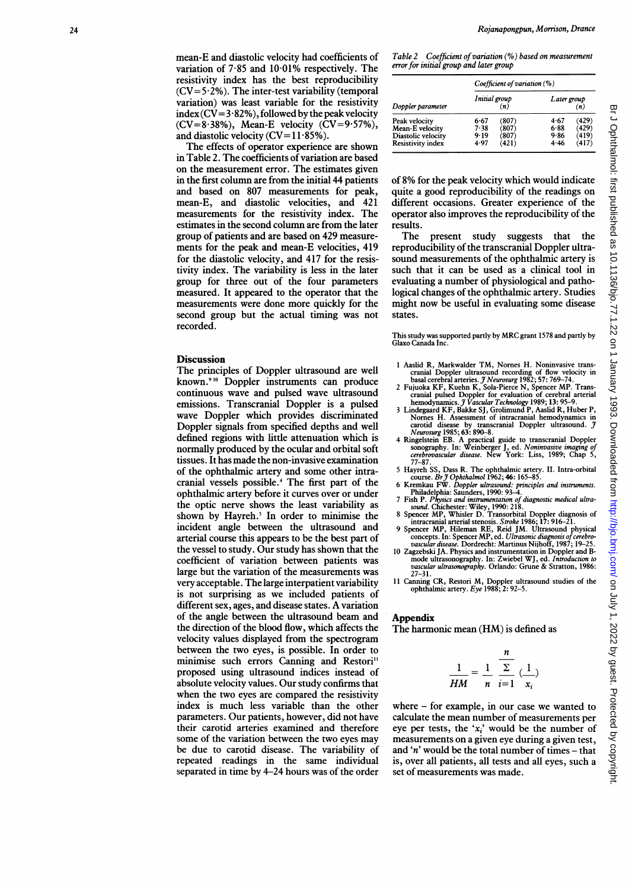mean-E and diastolic velocity had coefficients of variation of 7·85 and 10·01% respectively. The resistivity index has the best reproducibility (CV=5·2%). The inter-test variability (temporal variation) was least variable for the resistivity index (CV=3·82%), followed by the peak velocity (CV=8·38%), Mean-E velocity (CV=9·57%), and diastolic velocity (CV=11·85%).

The effects of operator experience are shown in Table 2. The coefficients of variation are based on the measurement error. The estimates given in the first column are from the initial 44 patients and based on 807 measurements for peak, mean-E, and diastolic velocities, and 421 measurements for the resistivity index. The estimates in the second column are from the later group of patients and are based on 429 measurements for the peak and mean-E velocities, 419 for the diastolic velocity, and 417 for the resistivity index. The variability is less in the later group for three out of the four parameters measured. It appeared to the operator that the measurements were done more quickly for the second group but the actual timing was not recorded.

## Discussion

The principles of Doppler ultrasound are well known.[9,10] Doppler instruments can produce continuous wave and pulsed wave ultrasound emissions. Transcranial Doppler is a pulsed wave Doppler which provides discriminated Doppler signals from specified depths and well defined regions with little attenuation which is normally produced by the ocular and orbital soft tissues. It has made the non-invasive examination of the ophthalmic artery and some other intracranial vessels possible.[4] The first part of the ophthalmic artery before it curves over or under the optic nerve shows the least variability as shown by Hayreh.[5] In order to minimise the incident angle between the ultrasound and arterial course this appears to be the best part of the vessel to study. Our study has shown that the coefficient of variation between patients was large but the variation of the measurements was very acceptable. The large interpatient variability is not surprising as we included patients of different sex, ages, and disease states. A variation of the angle between the ultrasound beam and the direction of the blood flow, which affects the velocity values displayed from the spectrogram between the two eyes, is possible. In order to minimise such errors Canning and Restori[11] proposed using ultrasound indices instead of absolute velocity values. Our study confirms that when the two eyes are compared the resistivity index is much less variable than the other parameters. Our patients, however, did not have their carotid arteries examined and therefore some of the variation between the two eyes may be due to carotid disease. The variability of repeated readings in the same individual separated in time by 4–24 hours was of the order of 8% for the peak velocity which would indicate quite a good reproducibility of the readings on different occasions. Greater experience of the operator also improves the reproducibility of the results.

The present study suggests that the reproducibility of the transcranial Doppler ultrasound measurements of the ophthalmic artery is such that it can be used as a clinical tool in evaluating a number of physiological and pathological changes of the ophthalmic artery. Studies might now be useful in evaluating some disease states.

*Table 2 Coefficient of variation (%) based on measurement error for initial group and later group*

| Doppler parameter | Coefficient of variation (%) | | | |
|---|---|---|---|---|
| | Initial group | (n) | Later group | (n) |
| Peak velocity | 6·67 | (807) | 4·67 | (429) |
| Mean-E velocity | 7·38 | (807) | 6·88 | (429) |
| Diastolic velocity | 9·19 | (807) | 9·86 | (419) |
| Resistivity index | 4·97 | (421) | 4·46 | (417) |

This study was supported partly by MRC grant 1578 and partly by Glaxo Canada Inc.

1 Aaslid R, Markwalder TM, Nornes H. Noninvasive transcranial Doppler ultrasound recording of flow velocity in basal cerebral arteries. *J Neurosurg* 1982; 57: 769–74.
2 Fujuoka KF, Kuehn K, Sola-Pierce N, Spencer MP. Transcranial pulsed Doppler for evaluation of cerebral arterial hemodynamics. *J Vascular Technology* 1989; 13: 95–9.
3 Lindegaard KF, Bakke SJ, Grolimund P, Aaslid R, Huber P, Nornes H. Assessment of intracranial hemodynamics in carotid disease by transcranial Doppler ultrasound. *J Neurosurg* 1985; 63: 890–8.
4 Ringelstein EB. A practical guide to transcranial Doppler sonography. In: Weinberger J, ed. *Noninvasive imaging of cerebrovascular disease.* New York: Liss, 1989; Chap 5, 77–87.
5 Hayreh SS, Dass R. The ophthalmic artery. II. Intra-orbital course. *Br J Ophthalmol* 1962; 46: 165–85.
6 Kremkau FW. *Doppler ultrasound: principles and instruments.* Philadelphia: Saunders, 1990: 93–4.
7 Fish P. *Physics and instrumentation of diagnostic medical ultrasound.* Chichester: Wiley, 1990: 218.
8 Spencer MP, Whisler D. Transorbital Doppler diagnosis of intracranial arterial stenosis. *Stroke* 1986; 17: 916–21.
9 Spencer MP, Hileman RE, Reid JM. Ultrasound physical concepts. In: Spencer MP, ed. *Ultrasonic diagnosis of cerebrovascular disease.* Dordrecht: Martinus Nijhoff, 1987; 19–25.
10 Zagzebski JA. Physics and instrumentation in Doppler and B-mode ultrasonography. In: Zwiebel WJ, ed. *Introduction to vascular ultrasonography.* Orlando: Grune & Stratton, 1986: 27–31.
11 Canning CR, Restori M, Doppler ultrasound studies of the ophthalmic artery. *Eye* 1988; 2: 92–5.

## Appendix

The harmonic mean (HM) is defined as

$$\frac{1}{HM} = \frac{1}{n} \sum_{i=1}^{n} \left(\frac{1}{x_i}\right)$$

where – for example, in our case we wanted to calculate the mean number of measurements per eye per tests, the '$x_i$' would be the number of measurements on a given eye during a given test, and '$n$' would be the total number of times – that is, over all patients, all tests and all eyes, such a set of measurements was made.